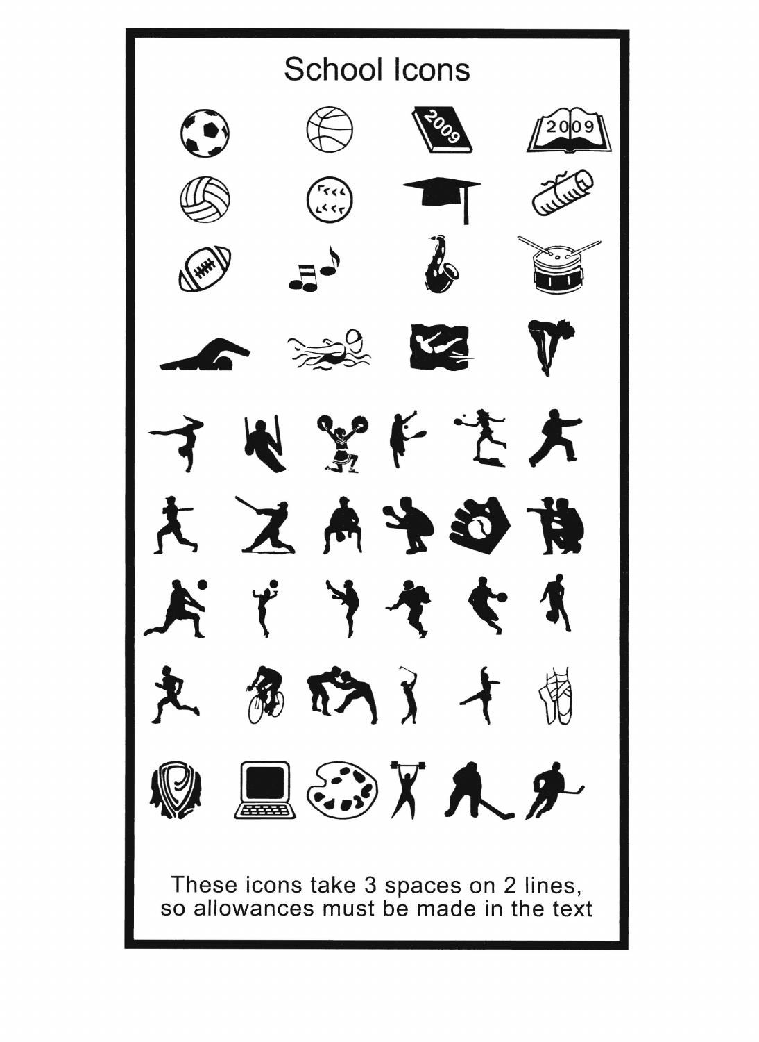# School Icons

These icons take 3 spaces on 2 lines, so allowances must be made in the text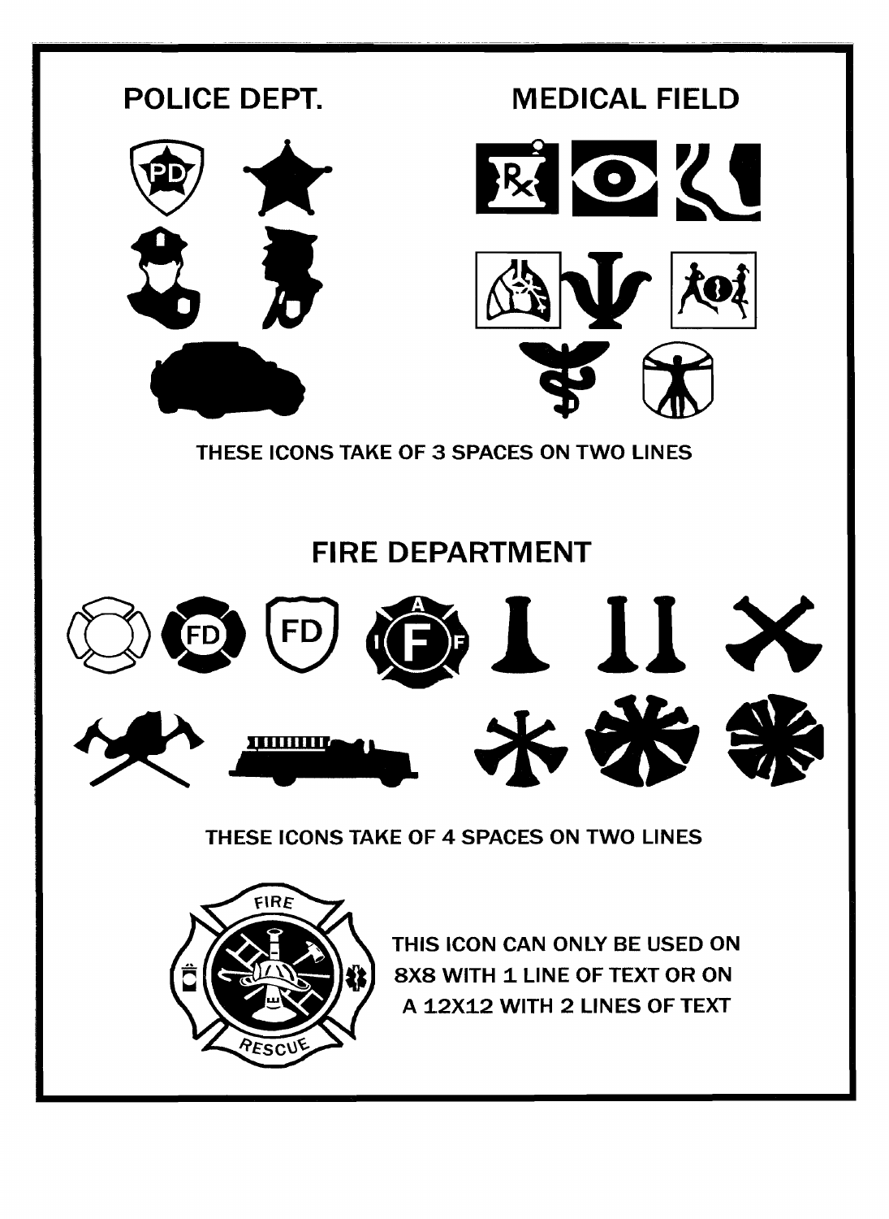## POLICE DEPT.

## MEDICAL FIELD

THESE ICONS TAKE OF 3 SPACES ON TWO LINES

## FIRE DEPARTMENT

THESE ICONS TAKE OF 4 SPACES ON TWO LINES

THIS ICON CAN ONLY BE USED ON 8X8 WITH 1 LINE OF TEXT OR ON A 12X12 WITH 2 LINES OF TEXT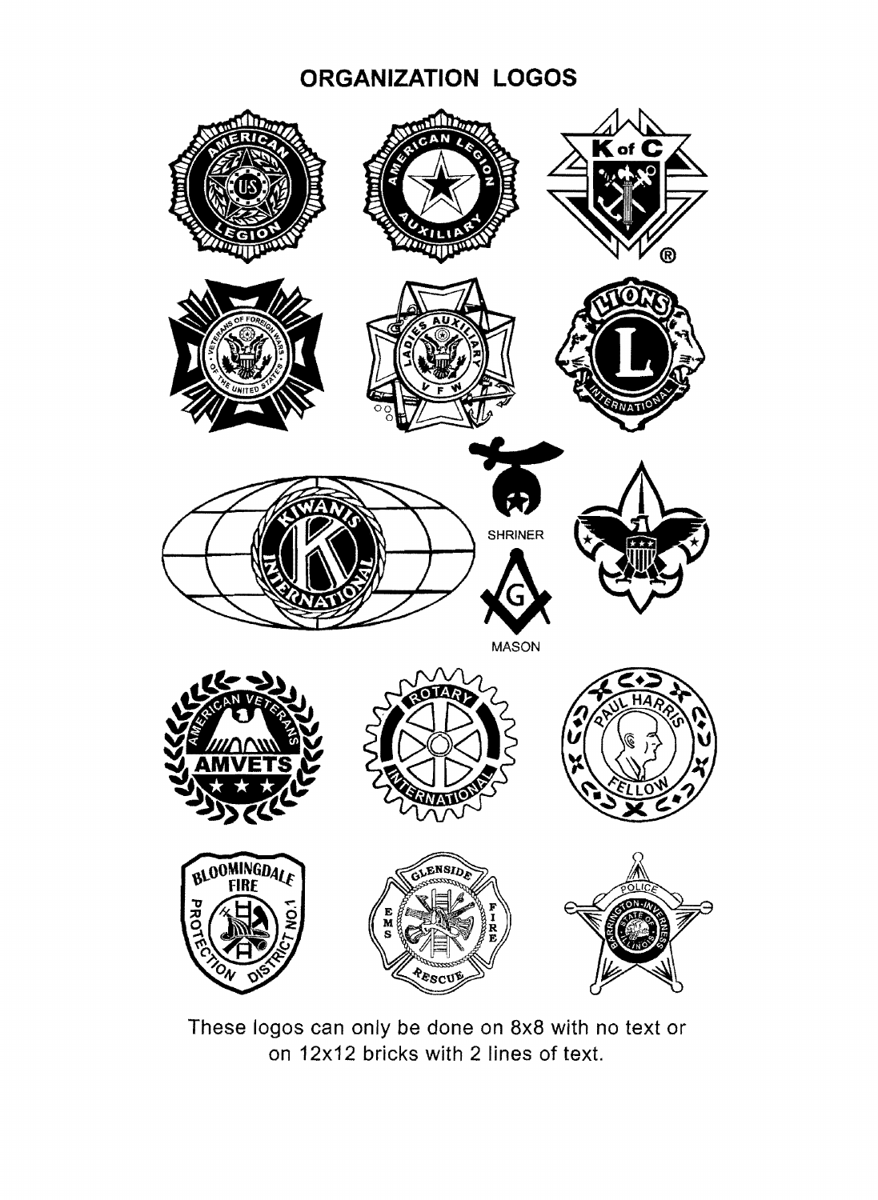# ORGANIZATION LOGOS

SHRINER

MASON

These logos can only be done on 8x8 with no text or on 12x12 bricks with 2 lines of text.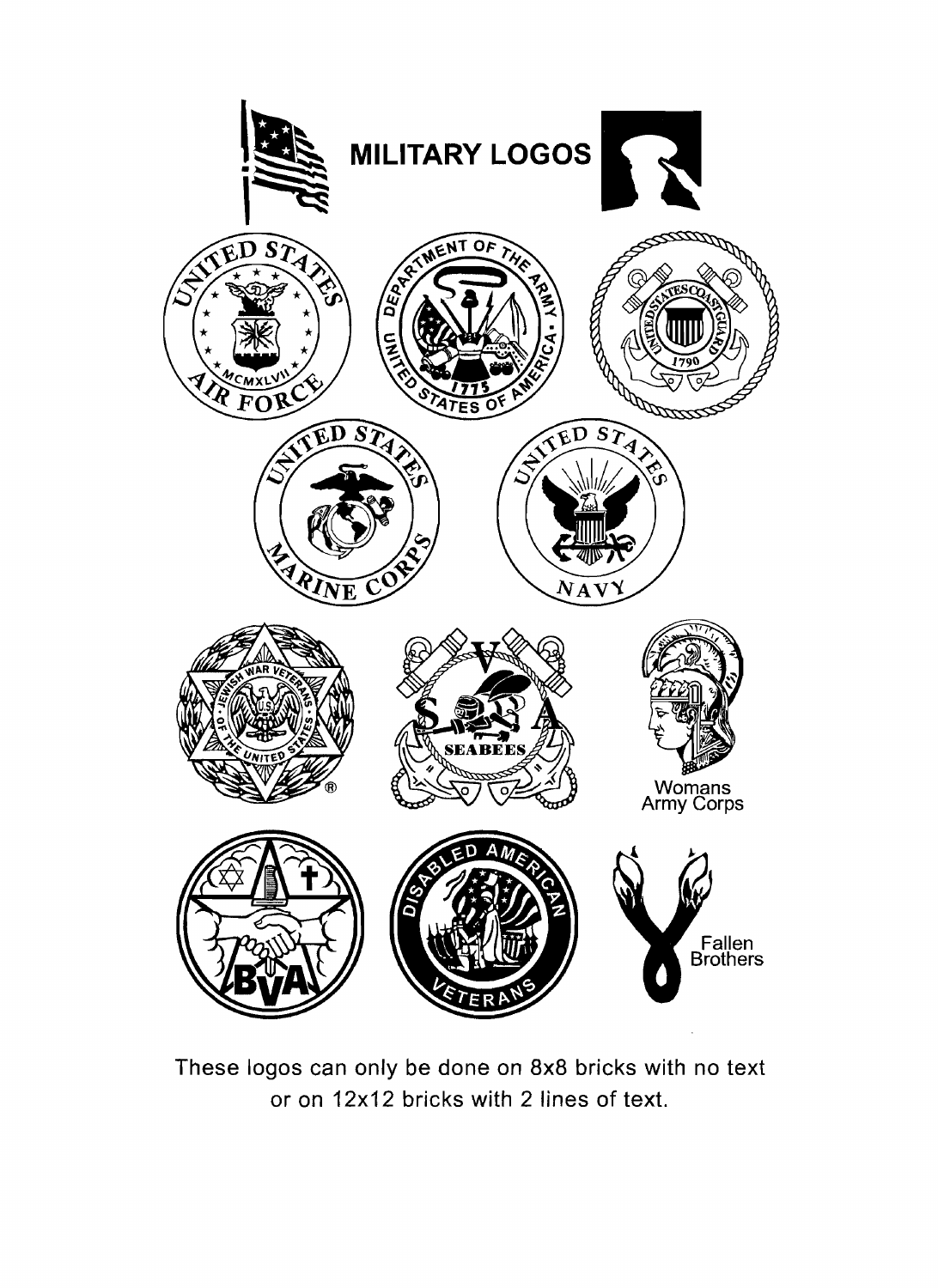# MILITARY LOGOS

Womans Army Corps

Fallen Brothers

These logos can only be done on 8x8 bricks with no text or on 12x12 bricks with 2 lines of text.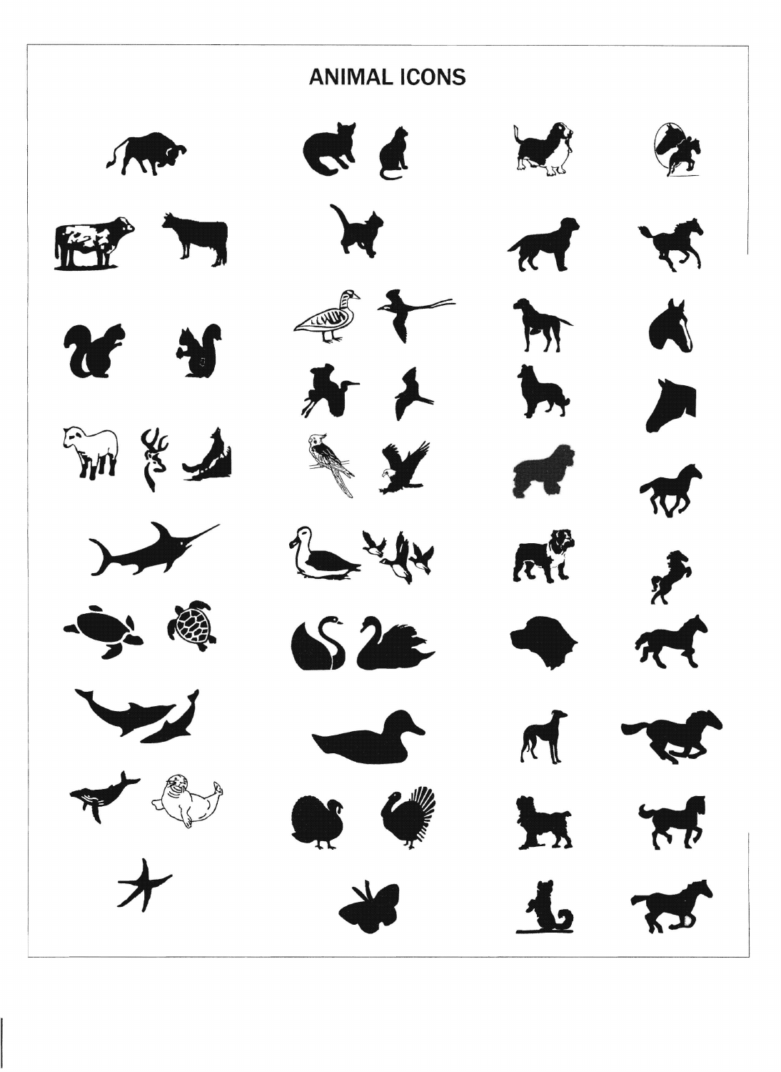# ANIMAL ICONS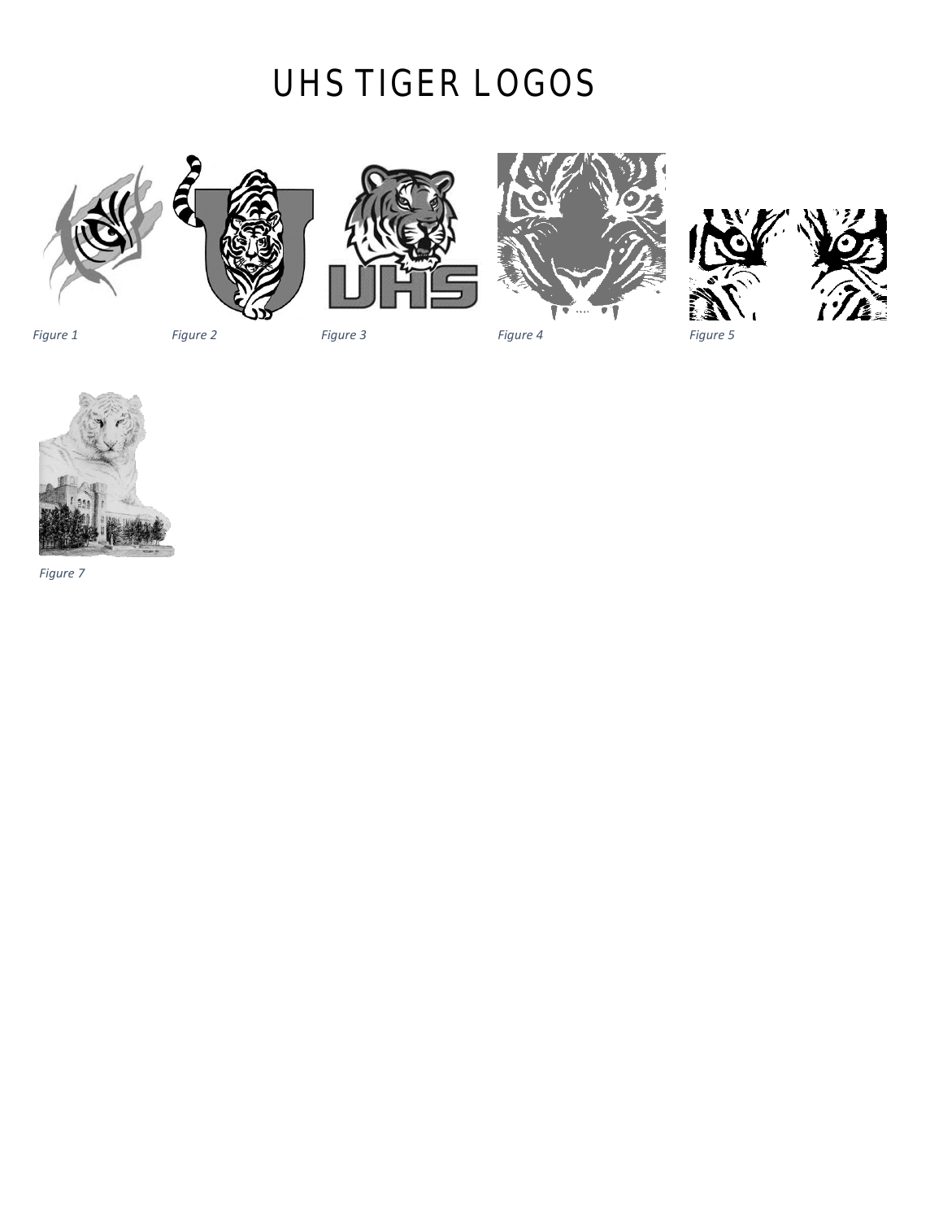# UHS TIGER LOGOS

*Figure 1*

*Figure 2*

*Figure 3*

*Figure 4*

*Figure 5*

*Figure 7*